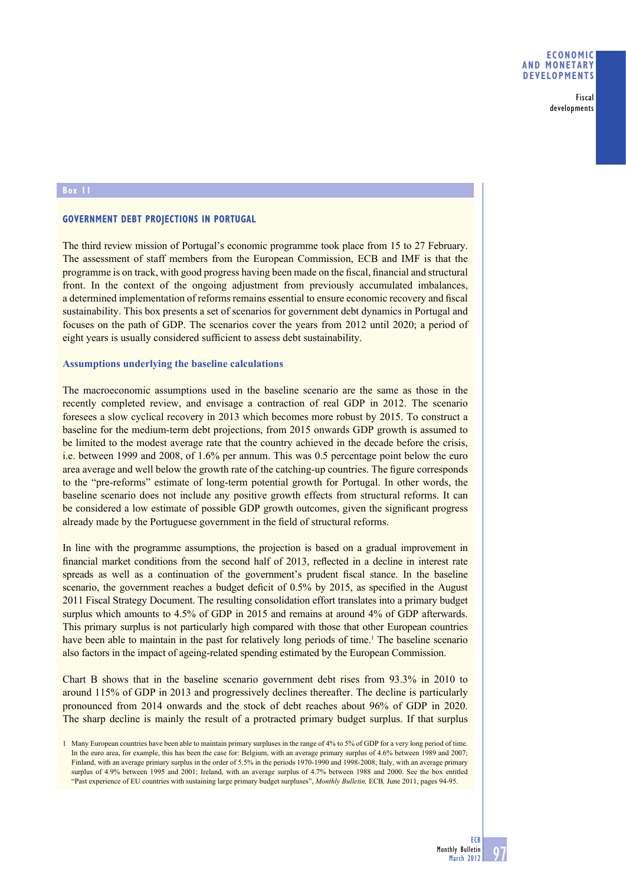Box 11

## GOVERNMENT DEBT PROJECTIONS IN PORTUGAL

The third review mission of Portugal's economic programme took place from 15 to 27 February. The assessment of staff members from the European Commission, ECB and IMF is that the programme is on track, with good progress having been made on the fiscal, financial and structural front. In the context of the ongoing adjustment from previously accumulated imbalances, a determined implementation of reforms remains essential to ensure economic recovery and fiscal sustainability. This box presents a set of scenarios for government debt dynamics in Portugal and focuses on the path of GDP. The scenarios cover the years from 2012 until 2020; a period of eight years is usually considered sufficient to assess debt sustainability.

### Assumptions underlying the baseline calculations

The macroeconomic assumptions used in the baseline scenario are the same as those in the recently completed review, and envisage a contraction of real GDP in 2012. The scenario foresees a slow cyclical recovery in 2013 which becomes more robust by 2015. To construct a baseline for the medium-term debt projections, from 2015 onwards GDP growth is assumed to be limited to the modest average rate that the country achieved in the decade before the crisis, i.e. between 1999 and 2008, of 1.6% per annum. This was 0.5 percentage point below the euro area average and well below the growth rate of the catching-up countries. The figure corresponds to the "pre-reforms" estimate of long-term potential growth for Portugal. In other words, the baseline scenario does not include any positive growth effects from structural reforms. It can be considered a low estimate of possible GDP growth outcomes, given the significant progress already made by the Portuguese government in the field of structural reforms.

In line with the programme assumptions, the projection is based on a gradual improvement in financial market conditions from the second half of 2013, reflected in a decline in interest rate spreads as well as a continuation of the government's prudent fiscal stance. In the baseline scenario, the government reaches a budget deficit of 0.5% by 2015, as specified in the August 2011 Fiscal Strategy Document. The resulting consolidation effort translates into a primary budget surplus which amounts to 4.5% of GDP in 2015 and remains at around 4% of GDP afterwards. This primary surplus is not particularly high compared with those that other European countries have been able to maintain in the past for relatively long periods of time.[1] The baseline scenario also factors in the impact of ageing-related spending estimated by the European Commission.

Chart B shows that in the baseline scenario government debt rises from 93.3% in 2010 to around 115% of GDP in 2013 and progressively declines thereafter. The decline is particularly pronounced from 2014 onwards and the stock of debt reaches about 96% of GDP in 2020. The sharp decline is mainly the result of a protracted primary budget surplus. If that surplus

1 Many European countries have been able to maintain primary surpluses in the range of 4% to 5% of GDP for a very long period of time. In the euro area, for example, this has been the case for: Belgium, with an average primary surplus of 4.6% between 1989 and 2007; Finland, with an average primary surplus in the order of 5.5% in the periods 1970-1990 and 1998-2008; Italy, with an average primary surplus of 4.9% between 1995 and 2001; Ireland, with an average surplus of 4.7% between 1988 and 2000. See the box entitled "Past experience of EU countries with sustaining large primary budget surpluses", *Monthly Bulletin,* ECB*,* June 2011, pages 94-95.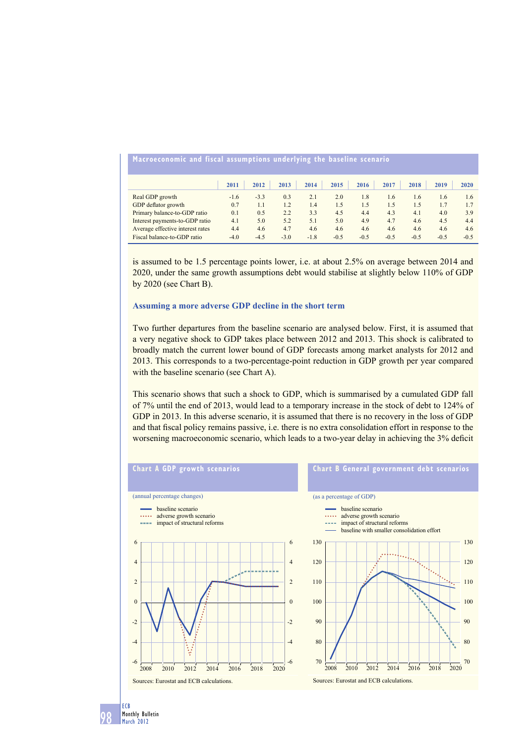**Macroeconomic and fiscal assumptions underlying the baseline scenario**

| | 2011 | 2012 | 2013 | 2014 | 2015 | 2016 | 2017 | 2018 | 2019 | 2020 |
|---|---|---|---|---|---|---|---|---|---|---|
| Real GDP growth | -1.6 | -3.3 | 0.3 | 2.1 | 2.0 | 1.8 | 1.6 | 1.6 | 1.6 | 1.6 |
| GDP deflator growth | 0.7 | 1.1 | 1.2 | 1.4 | 1.5 | 1.5 | 1.5 | 1.5 | 1.7 | 1.7 |
| Primary balance-to-GDP ratio | 0.1 | 0.5 | 2.2 | 3.3 | 4.5 | 4.4 | 4.3 | 4.1 | 4.0 | 3.9 |
| Interest payments-to-GDP ratio | 4.1 | 5.0 | 5.2 | 5.1 | 5.0 | 4.9 | 4.7 | 4.6 | 4.5 | 4.4 |
| Average effective interest rates | 4.4 | 4.6 | 4.7 | 4.6 | 4.6 | 4.6 | 4.6 | 4.6 | 4.6 | 4.6 |
| Fiscal balance-to-GDP ratio | -4.0 | -4.5 | -3.0 | -1.8 | -0.5 | -0.5 | -0.5 | -0.5 | -0.5 | -0.5 |

is assumed to be 1.5 percentage points lower, i.e. at about 2.5% on average between 2014 and 2020, under the same growth assumptions debt would stabilise at slightly below 110% of GDP by 2020 (see Chart B).

### Assuming a more adverse GDP decline in the short term

Two further departures from the baseline scenario are analysed below. First, it is assumed that a very negative shock to GDP takes place between 2012 and 2013. This shock is calibrated to broadly match the current lower bound of GDP forecasts among market analysts for 2012 and 2013. This corresponds to a two-percentage-point reduction in GDP growth per year compared with the baseline scenario (see Chart A).

This scenario shows that such a shock to GDP, which is summarised by a cumulated GDP fall of 7% until the end of 2013, would lead to a temporary increase in the stock of debt to 124% of GDP in 2013. In this adverse scenario, it is assumed that there is no recovery in the loss of GDP and that fiscal policy remains passive, i.e. there is no extra consolidation effort in response to the worsening macroeconomic scenario, which leads to a two-year delay in achieving the 3% deficit

**Chart A GDP growth scenarios**

(annual percentage changes)

- baseline scenario
- adverse growth scenario
- impact of structural reforms

Sources: Eurostat and ECB calculations.

**Chart B General government debt scenarios**

(as a percentage of GDP)

- baseline scenario
- adverse growth scenario
- impact of structural reforms
- baseline with smaller consolidation effort

Sources: Eurostat and ECB calculations.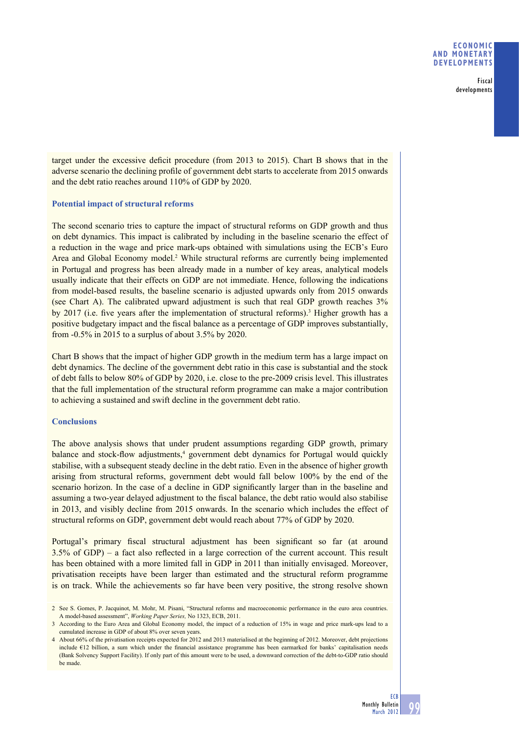target under the excessive deficit procedure (from 2013 to 2015). Chart B shows that in the adverse scenario the declining profile of government debt starts to accelerate from 2015 onwards and the debt ratio reaches around 110% of GDP by 2020.

### Potential impact of structural reforms

The second scenario tries to capture the impact of structural reforms on GDP growth and thus on debt dynamics. This impact is calibrated by including in the baseline scenario the effect of a reduction in the wage and price mark-ups obtained with simulations using the ECB's Euro Area and Global Economy model.[2] While structural reforms are currently being implemented in Portugal and progress has been already made in a number of key areas, analytical models usually indicate that their effects on GDP are not immediate. Hence, following the indications from model-based results, the baseline scenario is adjusted upwards only from 2015 onwards (see Chart A). The calibrated upward adjustment is such that real GDP growth reaches 3% by 2017 (i.e. five years after the implementation of structural reforms).[3] Higher growth has a positive budgetary impact and the fiscal balance as a percentage of GDP improves substantially, from -0.5% in 2015 to a surplus of about 3.5% by 2020.

Chart B shows that the impact of higher GDP growth in the medium term has a large impact on debt dynamics. The decline of the government debt ratio in this case is substantial and the stock of debt falls to below 80% of GDP by 2020, i.e. close to the pre-2009 crisis level. This illustrates that the full implementation of the structural reform programme can make a major contribution to achieving a sustained and swift decline in the government debt ratio.

### Conclusions

The above analysis shows that under prudent assumptions regarding GDP growth, primary balance and stock-flow adjustments,[4] government debt dynamics for Portugal would quickly stabilise, with a subsequent steady decline in the debt ratio. Even in the absence of higher growth arising from structural reforms, government debt would fall below 100% by the end of the scenario horizon. In the case of a decline in GDP significantly larger than in the baseline and assuming a two-year delayed adjustment to the fiscal balance, the debt ratio would also stabilise in 2013, and visibly decline from 2015 onwards. In the scenario which includes the effect of structural reforms on GDP, government debt would reach about 77% of GDP by 2020.

Portugal's primary fiscal structural adjustment has been significant so far (at around 3.5% of GDP) – a fact also reflected in a large correction of the current account. This result has been obtained with a more limited fall in GDP in 2011 than initially envisaged. Moreover, privatisation receipts have been larger than estimated and the structural reform programme is on track. While the achievements so far have been very positive, the strong resolve shown

---

2 See S. Gomes, P. Jacquinot, M. Mohr, M. Pisani, "Structural reforms and macroeconomic performance in the euro area countries. A model-based assessment", *Working Paper Series*, No 1323, ECB, 2011.

3 According to the Euro Area and Global Economy model, the impact of a reduction of 15% in wage and price mark-ups lead to a cumulated increase in GDP of about 8% over seven years.

4 About 66% of the privatisation receipts expected for 2012 and 2013 materialised at the beginning of 2012. Moreover, debt projections include €12 billion, a sum which under the financial assistance programme has been earmarked for banks' capitalisation needs (Bank Solvency Support Facility). If only part of this amount were to be used, a downward correction of the debt-to-GDP ratio should be made.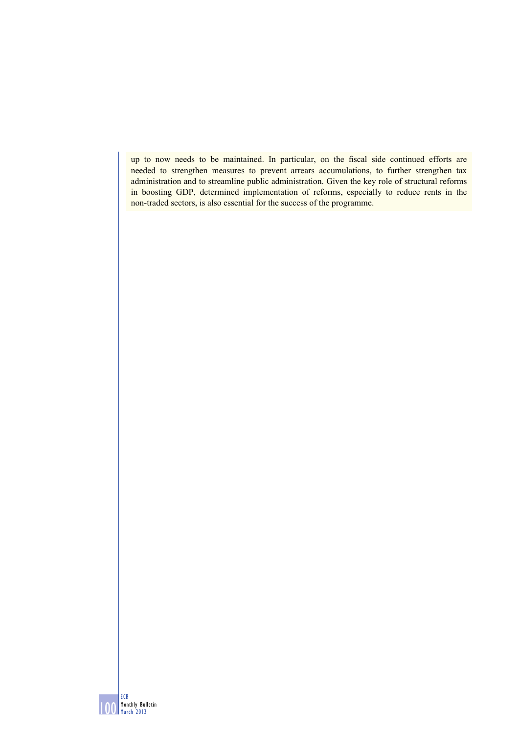up to now needs to be maintained. In particular, on the fiscal side continued efforts are needed to strengthen measures to prevent arrears accumulations, to further strengthen tax administration and to streamline public administration. Given the key role of structural reforms in boosting GDP, determined implementation of reforms, especially to reduce rents in the non-traded sectors, is also essential for the success of the programme.